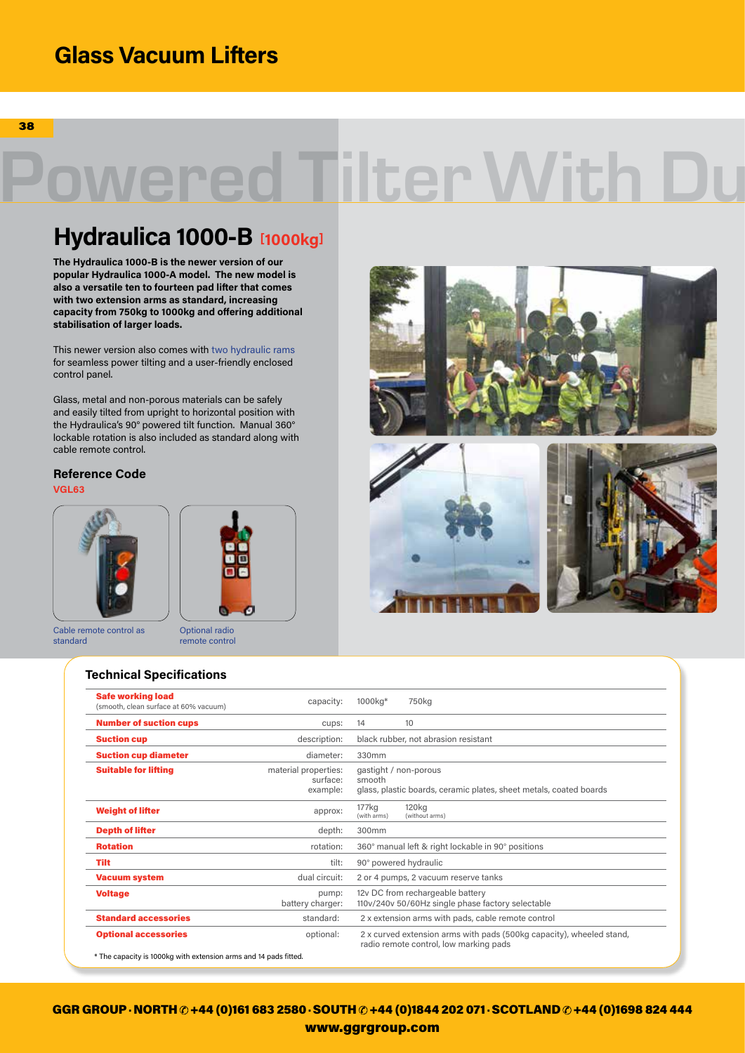# Glass Vacuum Lifters

Powered Tilter With Du

## Hydraulica 1000-B [1000kg]

**The Hydraulica 1000-B is the newer version of our popular Hydraulica 1000-A model. The new model is also a versatile ten to fourteen pad lifter that comes with two extension arms as standard, increasing capacity from 750kg to 1000kg and offering additional stabilisation of larger loads.**

This newer version also comes with two hydraulic rams for seamless power tilting and a user-friendly enclosed control panel.

Glass, metal and non-porous materials can be safely and easily tilted from upright to horizontal position with the Hydraulica's 90° powered tilt function. Manual 360° lockable rotation is also included as standard along with cable remote control.

### Reference Code

VGL63

Cable remote control as standard

Optional radio remote control

### Technical Specifications

| | | | |
|---|---|---|---|
| **Safe working load** (smooth, clean surface at 60% vacuum) | capacity: | 1000kg* | 750kg |
| **Number of suction cups** | cups: | 14 | 10 |
| **Suction cup** | description: | black rubber, not abrasion resistant | |
| **Suction cup diameter** | diameter: | 330mm | |
| **Suitable for lifting** | material properties:<br>surface:<br>example: | gastight / non-porous<br>smooth<br>glass, plastic boards, ceramic plates, sheet metals, coated boards | |
| **Weight of lifter** | approx: | 177kg (with arms) | 120kg (without arms) |
| **Depth of lifter** | depth: | 300mm | |
| **Rotation** | rotation: | 360° manual left & right lockable in 90° positions | |
| **Tilt** | tilt: | 90° powered hydraulic | |
| **Vacuum system** | dual circuit: | 2 or 4 pumps, 2 vacuum reserve tanks | |
| **Voltage** | pump:<br>battery charger: | 12v DC from rechargeable battery<br>110v/240v 50/60Hz single phase factory selectable | |
| **Standard accessories** | standard: | 2 x extension arms with pads, cable remote control | |
| **Optional accessories** | optional: | 2 x curved extension arms with pads (500kg capacity), wheeled stand, radio remote control, low marking pads | |

* The capacity is 1000kg with extension arms and 14 pads fitted.

GGR GROUP · NORTH ✆ +44 (0)161 683 2580 · SOUTH ✆ +44 (0)1844 202 071 · SCOTLAND ✆ +44 (0)1698 824 444
www.ggrgroup.com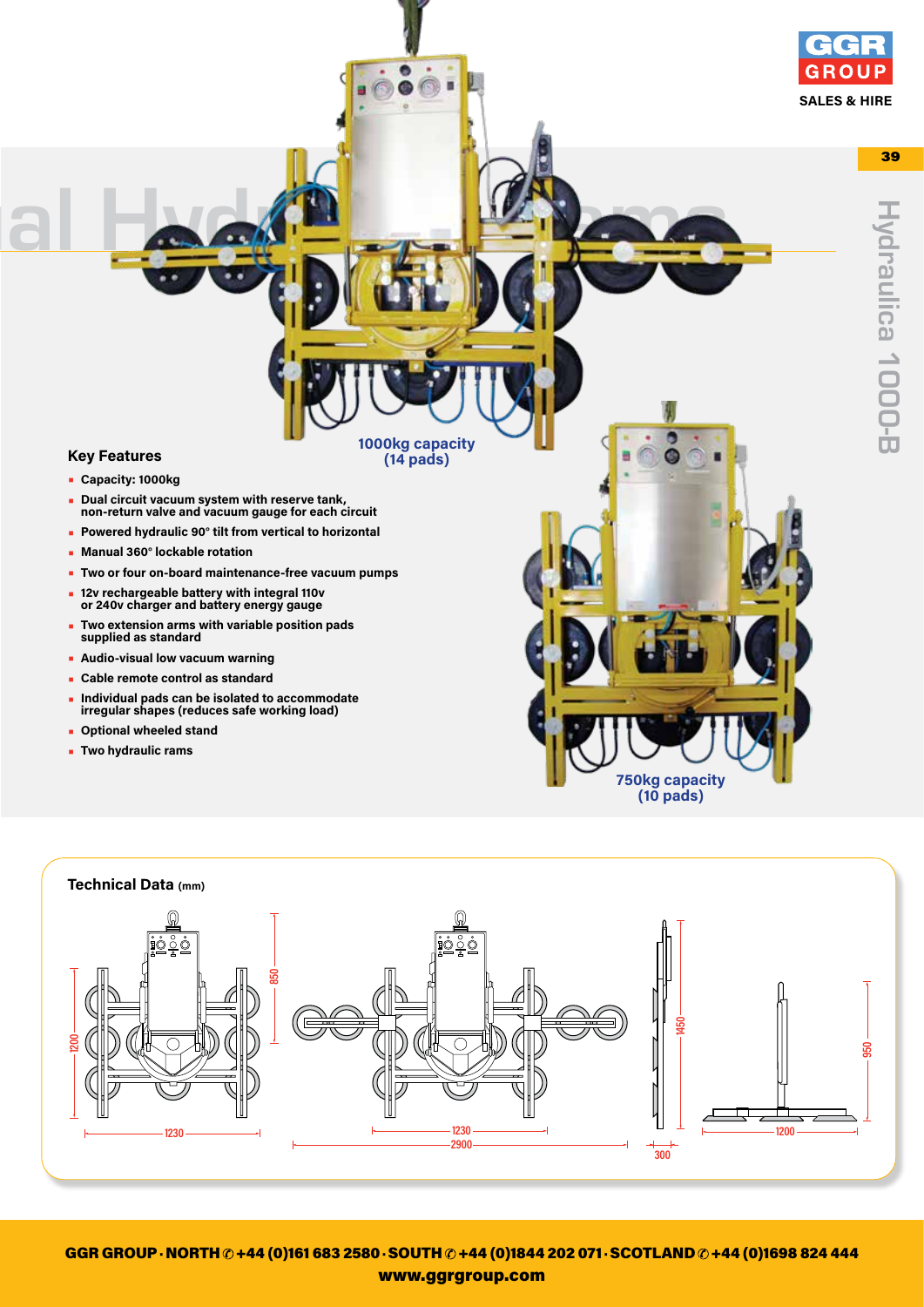## Hydraulica 1000-B

1000kg capacity
(14 pads)

### Key Features

- Capacity: 1000kg
- Dual circuit vacuum system with reserve tank, non-return valve and vacuum gauge for each circuit
- Powered hydraulic 90° tilt from vertical to horizontal
- Manual 360° lockable rotation
- Two or four on-board maintenance-free vacuum pumps
- 12v rechargeable battery with integral 110v or 240v charger and battery energy gauge
- Two extension arms with variable position pads supplied as standard
- Audio-visual low vacuum warning
- Cable remote control as standard
- Individual pads can be isolated to accommodate irregular shapes (reduces safe working load)
- Optional wheeled stand
- Two hydraulic rams

750kg capacity
(10 pads)

### Technical Data (mm)

1200

850

1230

1230

2900

1450

300

950

1200

GGR GROUP · NORTH ✆ +44 (0)161 683 2580 · SOUTH ✆ +44 (0)1844 202 071 · SCOTLAND ✆ +44 (0)1698 824 444
www.ggrgroup.com